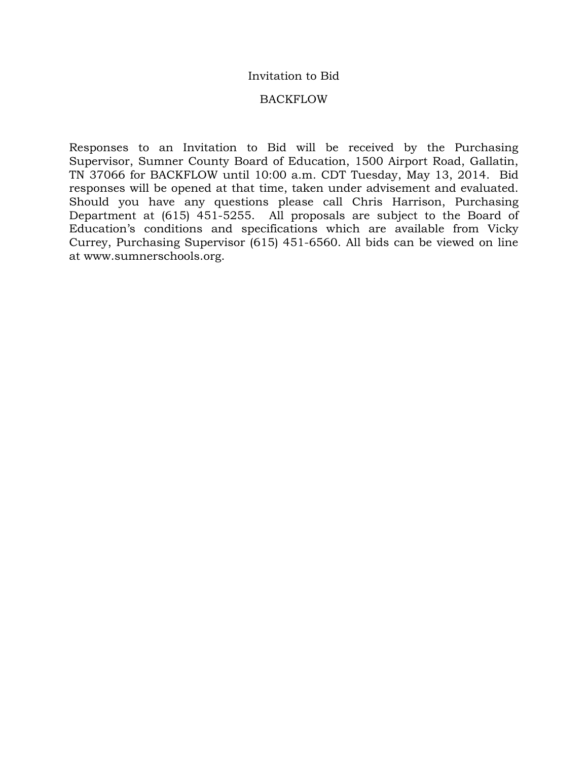# Invitation to Bid

## BACKFLOW

Responses to an Invitation to Bid will be received by the Purchasing Supervisor, Sumner County Board of Education, 1500 Airport Road, Gallatin, TN 37066 for BACKFLOW until 10:00 a.m. CDT Tuesday, May 13, 2014. Bid responses will be opened at that time, taken under advisement and evaluated. Should you have any questions please call Chris Harrison, Purchasing Department at (615) 451-5255. All proposals are subject to the Board of Education's conditions and specifications which are available from Vicky Currey, Purchasing Supervisor (615) 451-6560. All bids can be viewed on line at www.sumnerschools.org.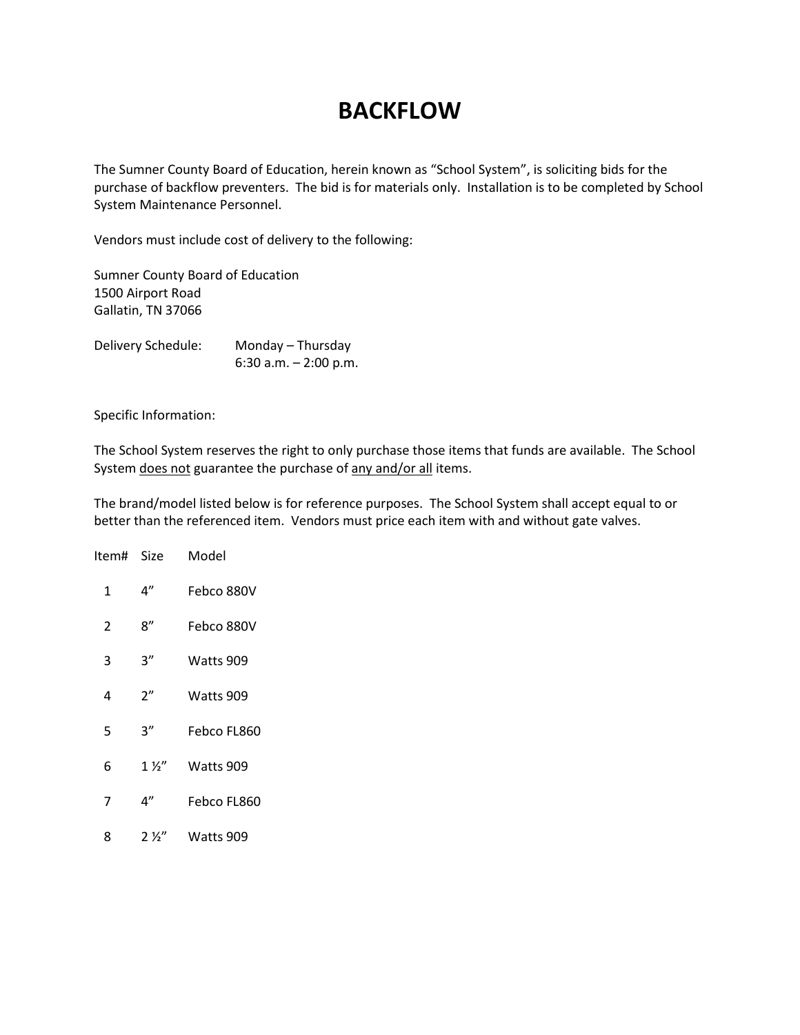# BACKFLOW

The Sumner County Board of Education, herein known as "School System", is soliciting bids for the purchase of backflow preventers. The bid is for materials only. Installation is to be completed by School System Maintenance Personnel.

Vendors must include cost of delivery to the following:

Sumner County Board of Education
1500 Airport Road
Gallatin, TN 37066

Delivery Schedule: Monday – Thursday
6:30 a.m. – 2:00 p.m.

Specific Information:

The School System reserves the right to only purchase those items that funds are available. The School System <u>does not</u> guarantee the purchase of <u>any and/or all</u> items.

The brand/model listed below is for reference purposes. The School System shall accept equal to or better than the referenced item. Vendors must price each item with and without gate valves.

| Item# | Size | Model |
|---|---|---|
| 1 | 4" | Febco 880V |
| 2 | 8" | Febco 880V |
| 3 | 3" | Watts 909 |
| 4 | 2" | Watts 909 |
| 5 | 3" | Febco FL860 |
| 6 | 1 ½" | Watts 909 |
| 7 | 4" | Febco FL860 |
| 8 | 2 ½" | Watts 909 |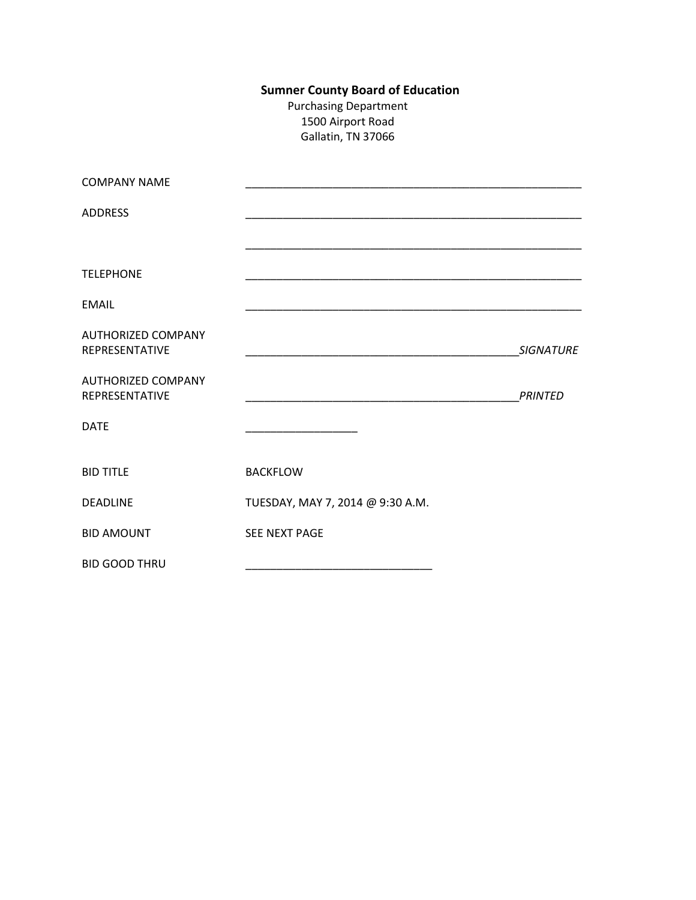**Sumner County Board of Education**
Purchasing Department
1500 Airport Road
Gallatin, TN 37066

| | |
|---|---|
| COMPANY NAME | ________________________________________________________ |
| ADDRESS | ________________________________________________________ |
| | ________________________________________________________ |
| TELEPHONE | ________________________________________________________ |
| EMAIL | ________________________________________________________ |
| AUTHORIZED COMPANY REPRESENTATIVE | ______________________________________________*SIGNATURE* |
| AUTHORIZED COMPANY REPRESENTATIVE | ______________________________________________*PRINTED* |
| DATE | __________________ |
| BID TITLE | BACKFLOW |
| DEADLINE | TUESDAY, MAY 7, 2014 @ 9:30 A.M. |
| BID AMOUNT | SEE NEXT PAGE |
| BID GOOD THRU | ______________________________ |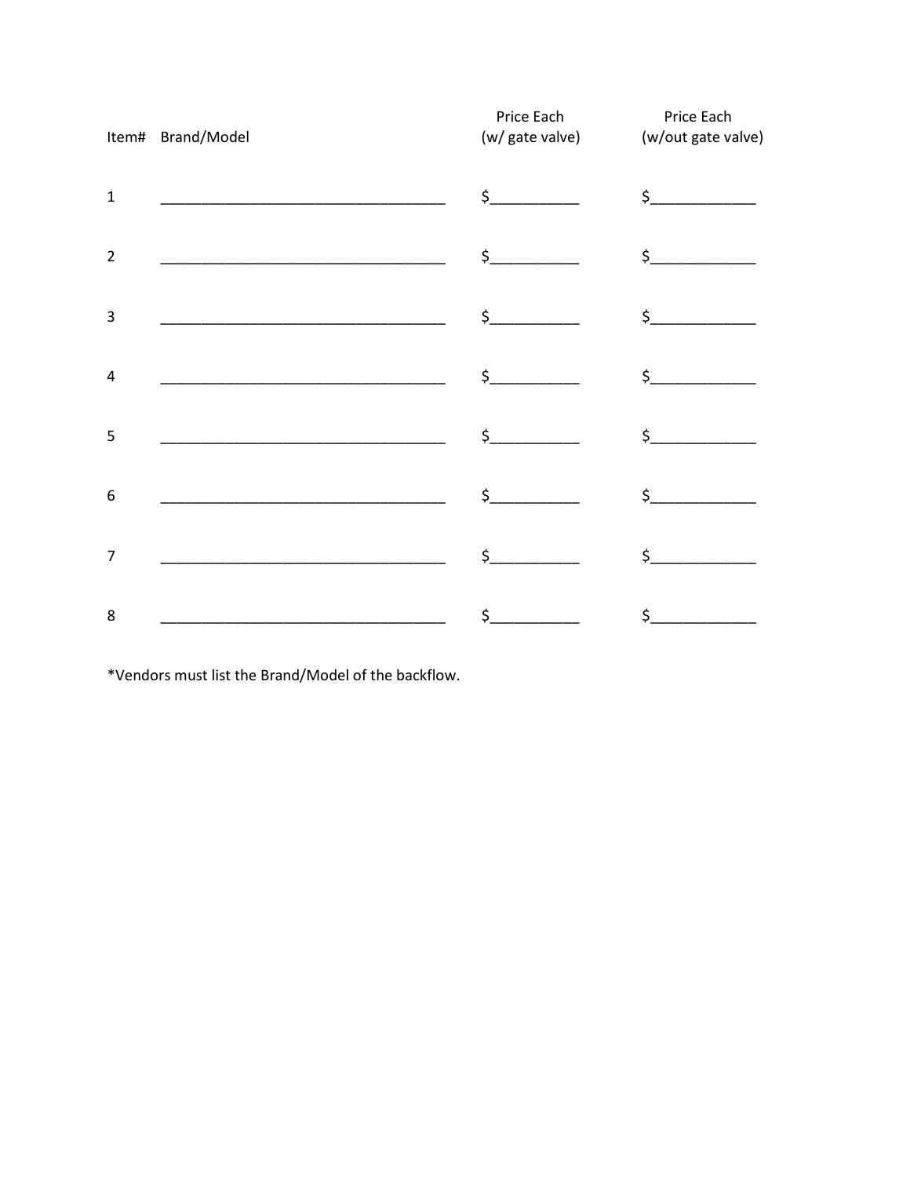| Item# | Brand/Model | Price Each (w/ gate valve) | Price Each (w/out gate valve) |
|---|---|---|---|
| 1 | ___________________________________ | $__________ | $____________ |
| 2 | ___________________________________ | $__________ | $____________ |
| 3 | ___________________________________ | $__________ | $____________ |
| 4 | ___________________________________ | $__________ | $____________ |
| 5 | ___________________________________ | $__________ | $____________ |
| 6 | ___________________________________ | $__________ | $____________ |
| 7 | ___________________________________ | $__________ | $____________ |
| 8 | ___________________________________ | $__________ | $____________ |

*Vendors must list the Brand/Model of the backflow.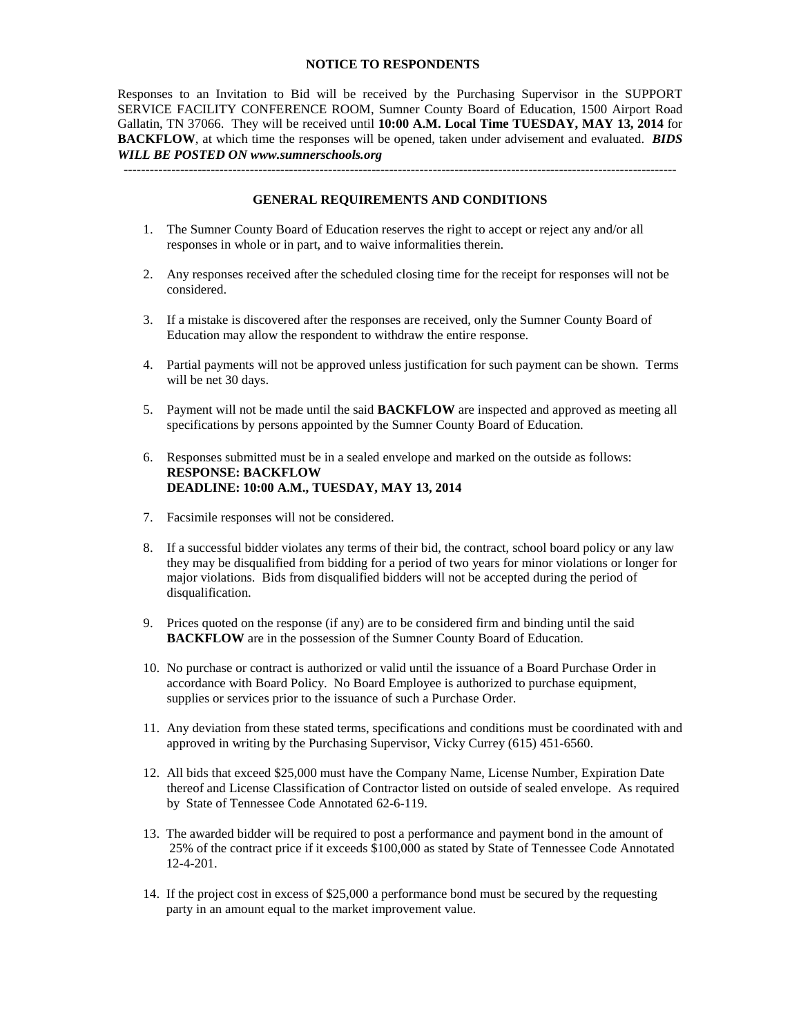## NOTICE TO RESPONDENTS

Responses to an Invitation to Bid will be received by the Purchasing Supervisor in the SUPPORT SERVICE FACILITY CONFERENCE ROOM, Sumner County Board of Education, 1500 Airport Road Gallatin, TN 37066. They will be received until **10:00 A.M. Local Time TUESDAY, MAY 13, 2014** for **BACKFLOW**, at which time the responses will be opened, taken under advisement and evaluated. ***BIDS WILL BE POSTED ON www.sumnerschools.org***

---

## GENERAL REQUIREMENTS AND CONDITIONS

1. The Sumner County Board of Education reserves the right to accept or reject any and/or all responses in whole or in part, and to waive informalities therein.

2. Any responses received after the scheduled closing time for the receipt for responses will not be considered.

3. If a mistake is discovered after the responses are received, only the Sumner County Board of Education may allow the respondent to withdraw the entire response.

4. Partial payments will not be approved unless justification for such payment can be shown. Terms will be net 30 days.

5. Payment will not be made until the said **BACKFLOW** are inspected and approved as meeting all specifications by persons appointed by the Sumner County Board of Education.

6. Responses submitted must be in a sealed envelope and marked on the outside as follows:
   **RESPONSE: BACKFLOW**
   **DEADLINE: 10:00 A.M., TUESDAY, MAY 13, 2014**

7. Facsimile responses will not be considered.

8. If a successful bidder violates any terms of their bid, the contract, school board policy or any law they may be disqualified from bidding for a period of two years for minor violations or longer for major violations. Bids from disqualified bidders will not be accepted during the period of disqualification.

9. Prices quoted on the response (if any) are to be considered firm and binding until the said **BACKFLOW** are in the possession of the Sumner County Board of Education.

10. No purchase or contract is authorized or valid until the issuance of a Board Purchase Order in accordance with Board Policy. No Board Employee is authorized to purchase equipment, supplies or services prior to the issuance of such a Purchase Order.

11. Any deviation from these stated terms, specifications and conditions must be coordinated with and approved in writing by the Purchasing Supervisor, Vicky Currey (615) 451-6560.

12. All bids that exceed $25,000 must have the Company Name, License Number, Expiration Date thereof and License Classification of Contractor listed on outside of sealed envelope. As required by State of Tennessee Code Annotated 62-6-119.

13. The awarded bidder will be required to post a performance and payment bond in the amount of 25% of the contract price if it exceeds $100,000 as stated by State of Tennessee Code Annotated 12-4-201.

14. If the project cost in excess of $25,000 a performance bond must be secured by the requesting party in an amount equal to the market improvement value.